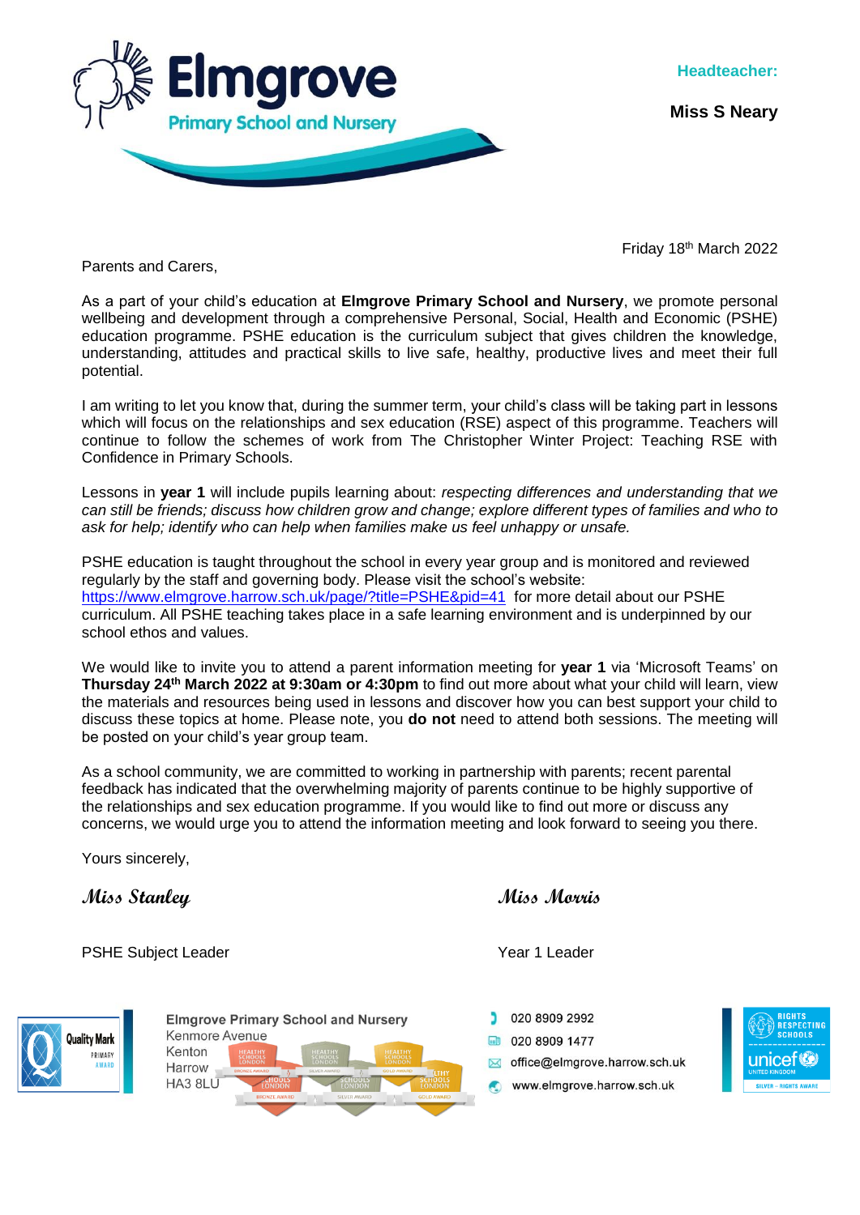# Elmgrove Primary School and Nursery

**Headteacher:**

**Miss S Neary**

Friday 18th March 2022

Parents and Carers,

As a part of your child's education at **Elmgrove Primary School and Nursery**, we promote personal wellbeing and development through a comprehensive Personal, Social, Health and Economic (PSHE) education programme. PSHE education is the curriculum subject that gives children the knowledge, understanding, attitudes and practical skills to live safe, healthy, productive lives and meet their full potential.

I am writing to let you know that, during the summer term, your child's class will be taking part in lessons which will focus on the relationships and sex education (RSE) aspect of this programme. Teachers will continue to follow the schemes of work from The Christopher Winter Project: Teaching RSE with Confidence in Primary Schools.

Lessons in **year 1** will include pupils learning about: *respecting differences and understanding that we can still be friends; discuss how children grow and change; explore different types of families and who to ask for help; identify who can help when families make us feel unhappy or unsafe.*

PSHE education is taught throughout the school in every year group and is monitored and reviewed regularly by the staff and governing body. Please visit the school's website: https://www.elmgrove.harrow.sch.uk/page/?title=PSHE&pid=41 for more detail about our PSHE curriculum. All PSHE teaching takes place in a safe learning environment and is underpinned by our school ethos and values.

We would like to invite you to attend a parent information meeting for **year 1** via 'Microsoft Teams' on **Thursday 24th March 2022 at 9:30am or 4:30pm** to find out more about what your child will learn, view the materials and resources being used in lessons and discover how you can best support your child to discuss these topics at home. Please note, you **do not** need to attend both sessions. The meeting will be posted on your child's year group team.

As a school community, we are committed to working in partnership with parents; recent parental feedback has indicated that the overwhelming majority of parents continue to be highly supportive of the relationships and sex education programme. If you would like to find out more or discuss any concerns, we would urge you to attend the information meeting and look forward to seeing you there.

Yours sincerely,

*Miss Stanley*
PSHE Subject Leader

*Miss Morris*
Year 1 Leader

Elmgrove Primary School and Nursery
Kenmore Avenue
Kenton
Harrow
HA3 8LU

020 8909 2992
020 8909 1477
office@elmgrove.harrow.sch.uk
www.elmgrove.harrow.sch.uk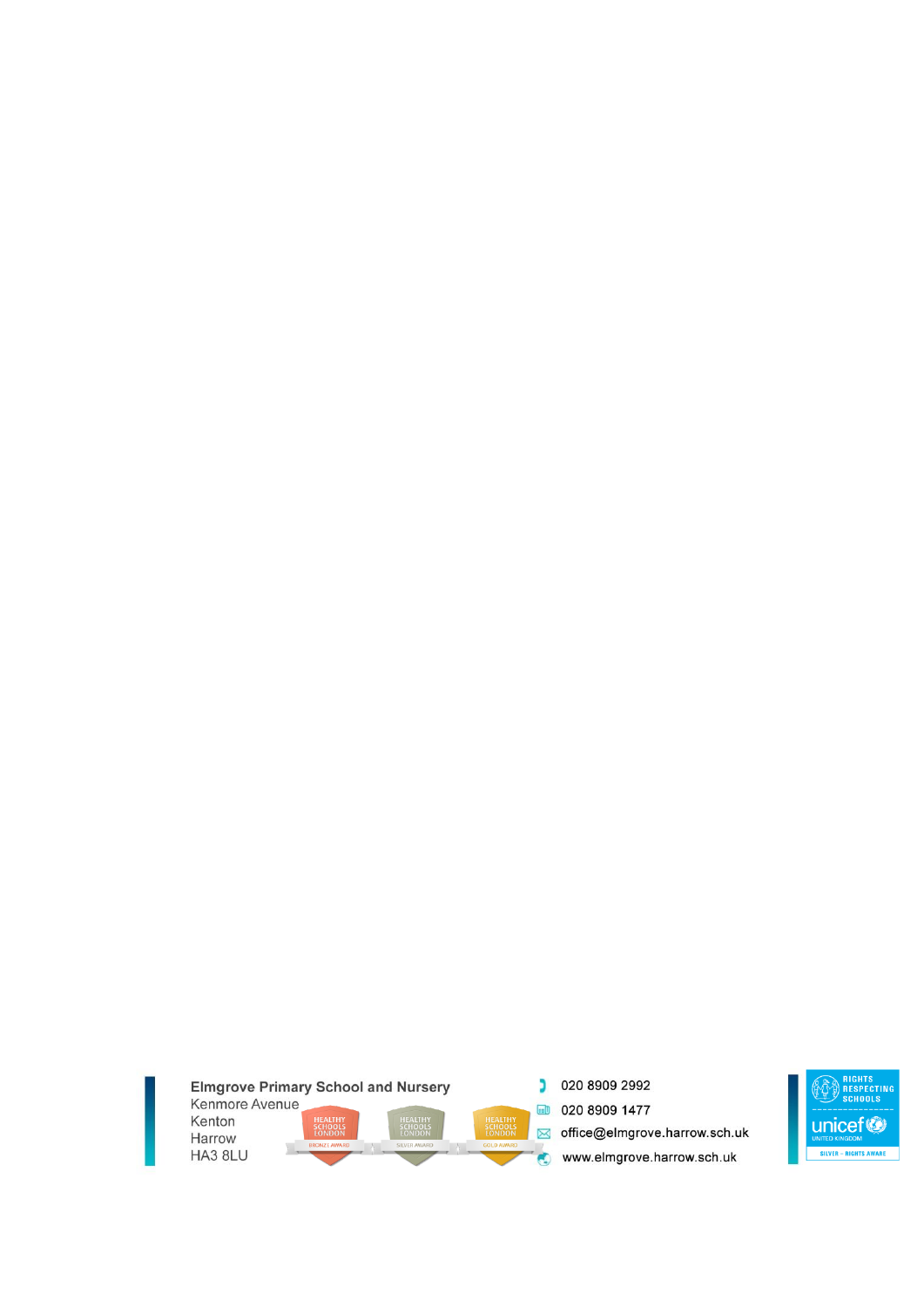**Elmgrove Primary School and Nursery**
Kenmore Avenue
Kenton
Harrow
HA3 8LU

HEALTHY SCHOOLS LONDON – BRONZE AWARD
HEALTHY SCHOOLS LONDON – SILVER AWARD
HEALTHY SCHOOLS LONDON – GOLD AWARD

020 8909 2992
020 8909 1477
office@elmgrove.harrow.sch.uk
www.elmgrove.harrow.sch.uk

RIGHTS RESPECTING SCHOOLS
unicef UNITED KINGDOM
SILVER – RIGHTS AWARE